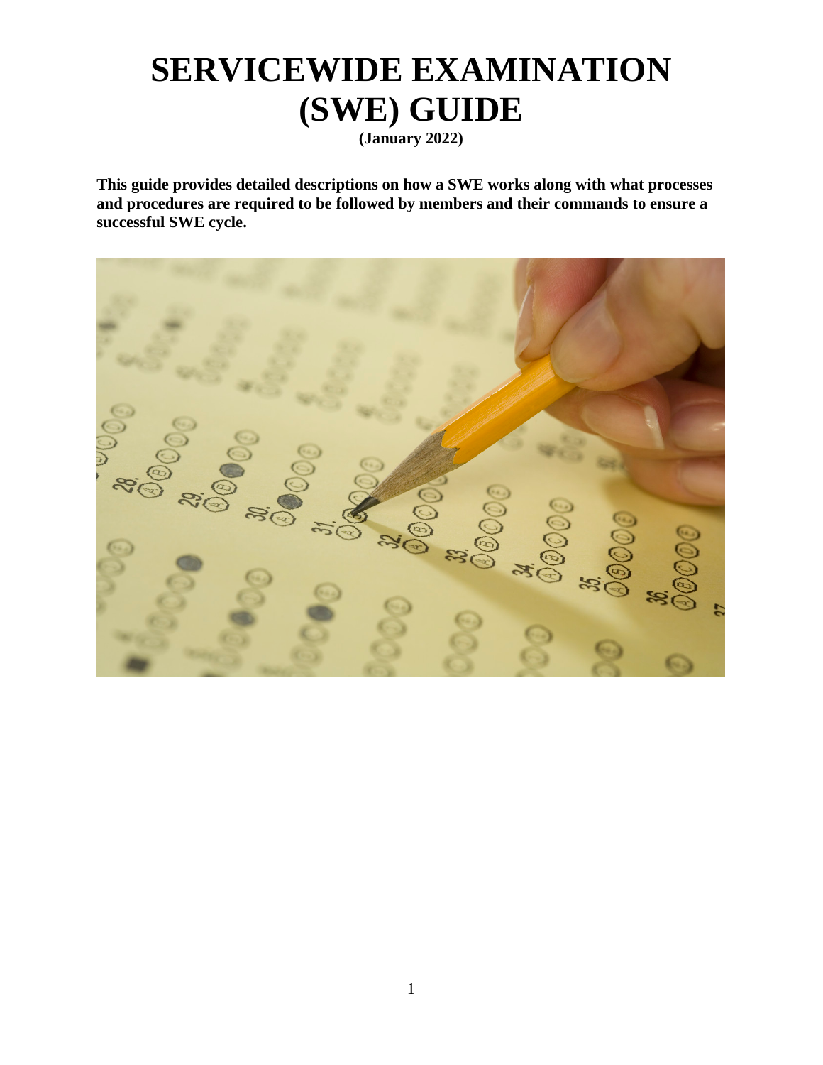# SERVICEWIDE EXAMINATION (SWE) GUIDE

**(January 2022)**

**This guide provides detailed descriptions on how a SWE works along with what processes and procedures are required to be followed by members and their commands to ensure a successful SWE cycle.**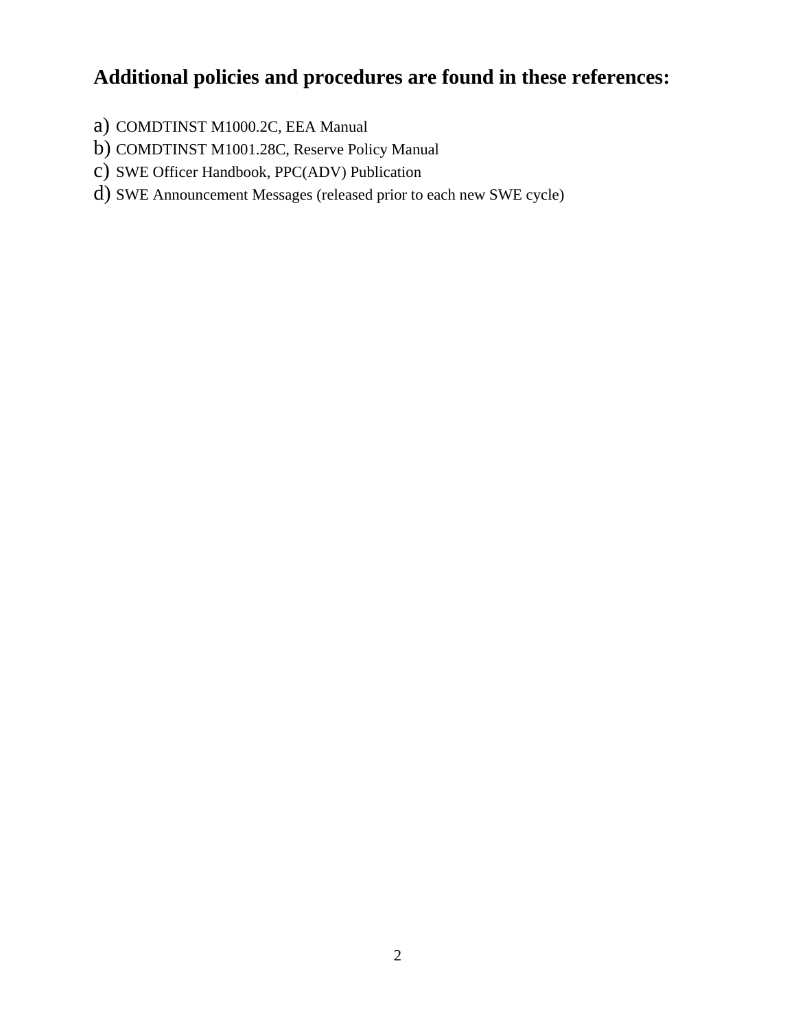## Additional policies and procedures are found in these references:

a) COMDTINST M1000.2C, EEA Manual
b) COMDTINST M1001.28C, Reserve Policy Manual
c) SWE Officer Handbook, PPC(ADV) Publication
d) SWE Announcement Messages (released prior to each new SWE cycle)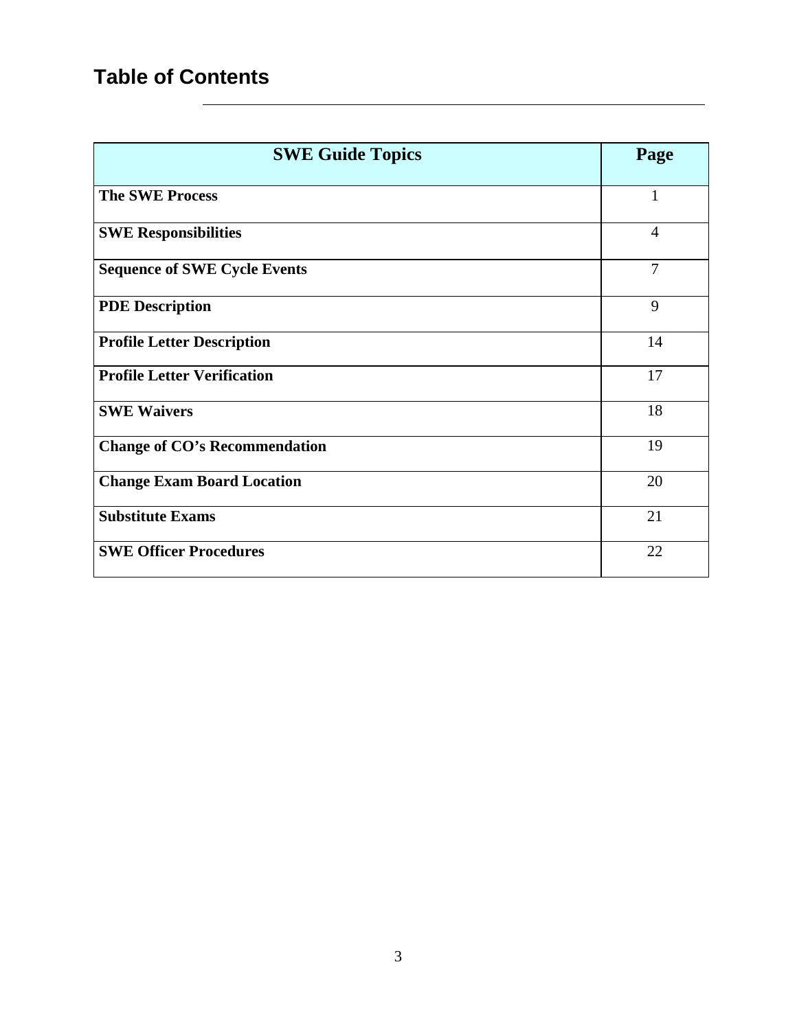## Table of Contents

| SWE Guide Topics | Page |
|---|---|
| **The SWE Process** | 1 |
| **SWE Responsibilities** | 4 |
| **Sequence of SWE Cycle Events** | 7 |
| **PDE Description** | 9 |
| **Profile Letter Description** | 14 |
| **Profile Letter Verification** | 17 |
| **SWE Waivers** | 18 |
| **Change of CO's Recommendation** | 19 |
| **Change Exam Board Location** | 20 |
| **Substitute Exams** | 21 |
| **SWE Officer Procedures** | 22 |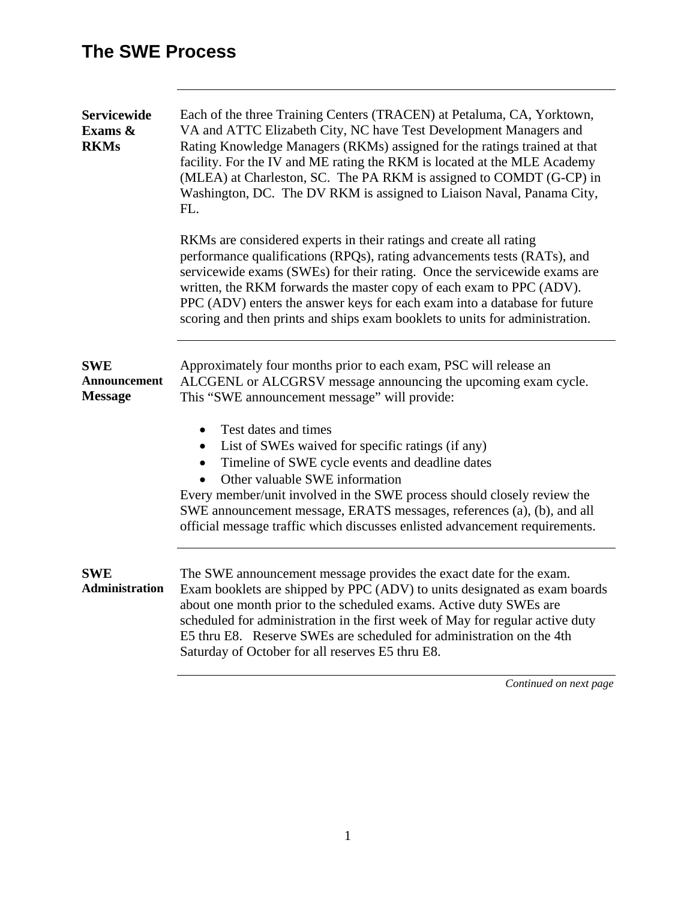# The SWE Process

### Servicewide Exams & RKMs

Each of the three Training Centers (TRACEN) at Petaluma, CA, Yorktown, VA and ATTC Elizabeth City, NC have Test Development Managers and Rating Knowledge Managers (RKMs) assigned for the ratings trained at that facility. For the IV and ME rating the RKM is located at the MLE Academy (MLEA) at Charleston, SC. The PA RKM is assigned to COMDT (G-CP) in Washington, DC. The DV RKM is assigned to Liaison Naval, Panama City, FL.

RKMs are considered experts in their ratings and create all rating performance qualifications (RPQs), rating advancements tests (RATs), and servicewide exams (SWEs) for their rating. Once the servicewide exams are written, the RKM forwards the master copy of each exam to PPC (ADV). PPC (ADV) enters the answer keys for each exam into a database for future scoring and then prints and ships exam booklets to units for administration.

### SWE Announcement Message

Approximately four months prior to each exam, PSC will release an ALCGENL or ALCGRSV message announcing the upcoming exam cycle. This "SWE announcement message" will provide:

- Test dates and times
- List of SWEs waived for specific ratings (if any)
- Timeline of SWE cycle events and deadline dates
- Other valuable SWE information

Every member/unit involved in the SWE process should closely review the SWE announcement message, ERATS messages, references (a), (b), and all official message traffic which discusses enlisted advancement requirements.

### SWE Administration

The SWE announcement message provides the exact date for the exam. Exam booklets are shipped by PPC (ADV) to units designated as exam boards about one month prior to the scheduled exams. Active duty SWEs are scheduled for administration in the first week of May for regular active duty E5 thru E8. Reserve SWEs are scheduled for administration on the 4th Saturday of October for all reserves E5 thru E8.

*Continued on next page*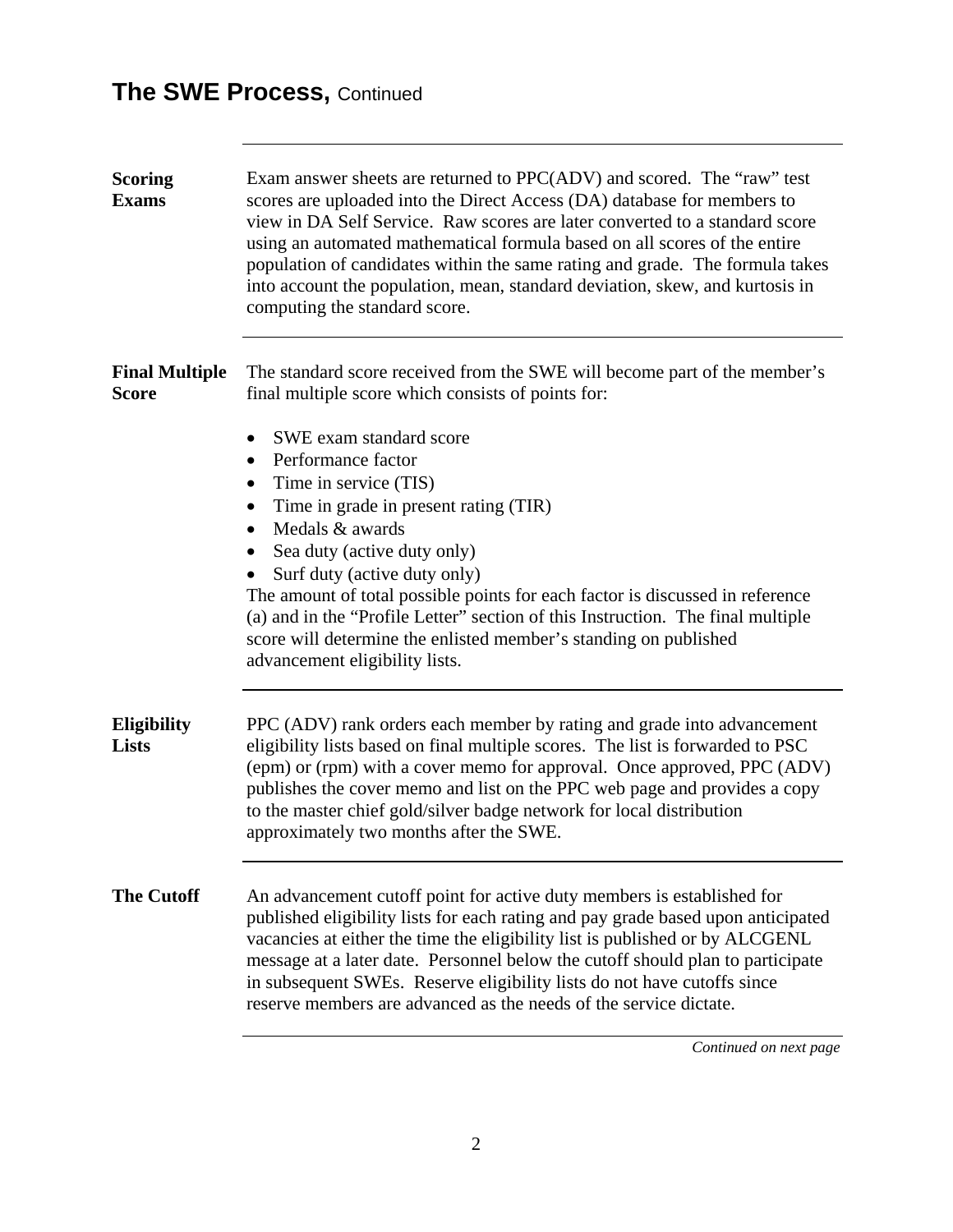# The SWE Process, Continued

**Scoring Exams**

Exam answer sheets are returned to PPC(ADV) and scored. The "raw" test scores are uploaded into the Direct Access (DA) database for members to view in DA Self Service. Raw scores are later converted to a standard score using an automated mathematical formula based on all scores of the entire population of candidates within the same rating and grade. The formula takes into account the population, mean, standard deviation, skew, and kurtosis in computing the standard score.

**Final Multiple Score**

The standard score received from the SWE will become part of the member's final multiple score which consists of points for:

- SWE exam standard score
- Performance factor
- Time in service (TIS)
- Time in grade in present rating (TIR)
- Medals & awards
- Sea duty (active duty only)
- Surf duty (active duty only)

The amount of total possible points for each factor is discussed in reference (a) and in the "Profile Letter" section of this Instruction. The final multiple score will determine the enlisted member's standing on published advancement eligibility lists.

**Eligibility Lists**

PPC (ADV) rank orders each member by rating and grade into advancement eligibility lists based on final multiple scores. The list is forwarded to PSC (epm) or (rpm) with a cover memo for approval. Once approved, PPC (ADV) publishes the cover memo and list on the PPC web page and provides a copy to the master chief gold/silver badge network for local distribution approximately two months after the SWE.

**The Cutoff**

An advancement cutoff point for active duty members is established for published eligibility lists for each rating and pay grade based upon anticipated vacancies at either the time the eligibility list is published or by ALCGENL message at a later date. Personnel below the cutoff should plan to participate in subsequent SWEs. Reserve eligibility lists do not have cutoffs since reserve members are advanced as the needs of the service dictate.

*Continued on next page*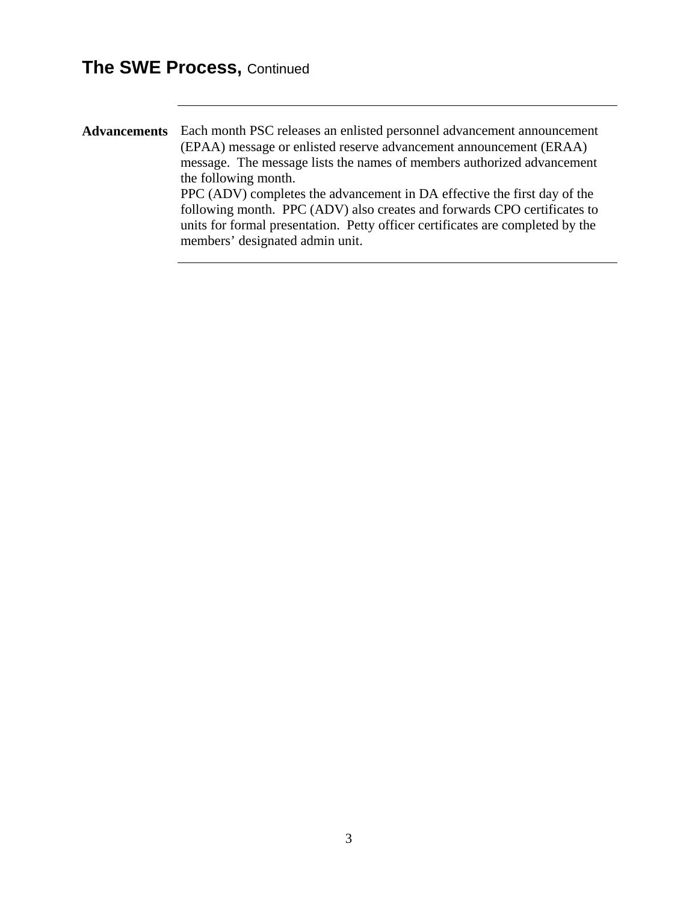# The SWE Process, Continued

**Advancements**

Each month PSC releases an enlisted personnel advancement announcement (EPAA) message or enlisted reserve advancement announcement (ERAA) message. The message lists the names of members authorized advancement the following month.

PPC (ADV) completes the advancement in DA effective the first day of the following month. PPC (ADV) also creates and forwards CPO certificates to units for formal presentation. Petty officer certificates are completed by the members' designated admin unit.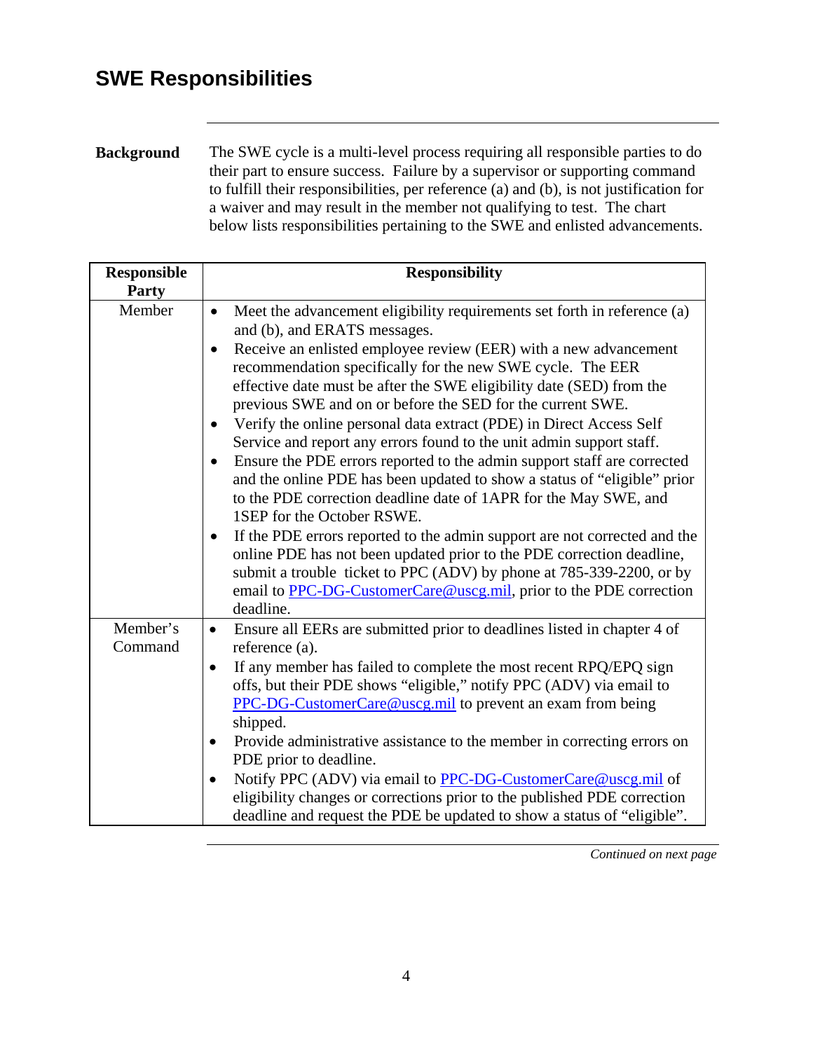# SWE Responsibilities

**Background** The SWE cycle is a multi-level process requiring all responsible parties to do their part to ensure success. Failure by a supervisor or supporting command to fulfill their responsibilities, per reference (a) and (b), is not justification for a waiver and may result in the member not qualifying to test. The chart below lists responsibilities pertaining to the SWE and enlisted advancements.

| Responsible Party | Responsibility |
|---|---|
| Member | • Meet the advancement eligibility requirements set forth in reference (a) and (b), and ERATS messages.<br>• Receive an enlisted employee review (EER) with a new advancement recommendation specifically for the new SWE cycle. The EER effective date must be after the SWE eligibility date (SED) from the previous SWE and on or before the SED for the current SWE.<br>• Verify the online personal data extract (PDE) in Direct Access Self Service and report any errors found to the unit admin support staff.<br>• Ensure the PDE errors reported to the admin support staff are corrected and the online PDE has been updated to show a status of "eligible" prior to the PDE correction deadline date of 1APR for the May SWE, and 1SEP for the October RSWE.<br>• If the PDE errors reported to the admin support are not corrected and the online PDE has not been updated prior to the PDE correction deadline, submit a trouble ticket to PPC (ADV) by phone at 785-339-2200, or by email to PPC-DG-CustomerCare@uscg.mil, prior to the PDE correction deadline. |
| Member's Command | • Ensure all EERs are submitted prior to deadlines listed in chapter 4 of reference (a).<br>• If any member has failed to complete the most recent RPQ/EPQ sign offs, but their PDE shows "eligible," notify PPC (ADV) via email to PPC-DG-CustomerCare@uscg.mil to prevent an exam from being shipped.<br>• Provide administrative assistance to the member in correcting errors on PDE prior to deadline.<br>• Notify PPC (ADV) via email to PPC-DG-CustomerCare@uscg.mil of eligibility changes or corrections prior to the published PDE correction deadline and request the PDE be updated to show a status of "eligible". |

*Continued on next page*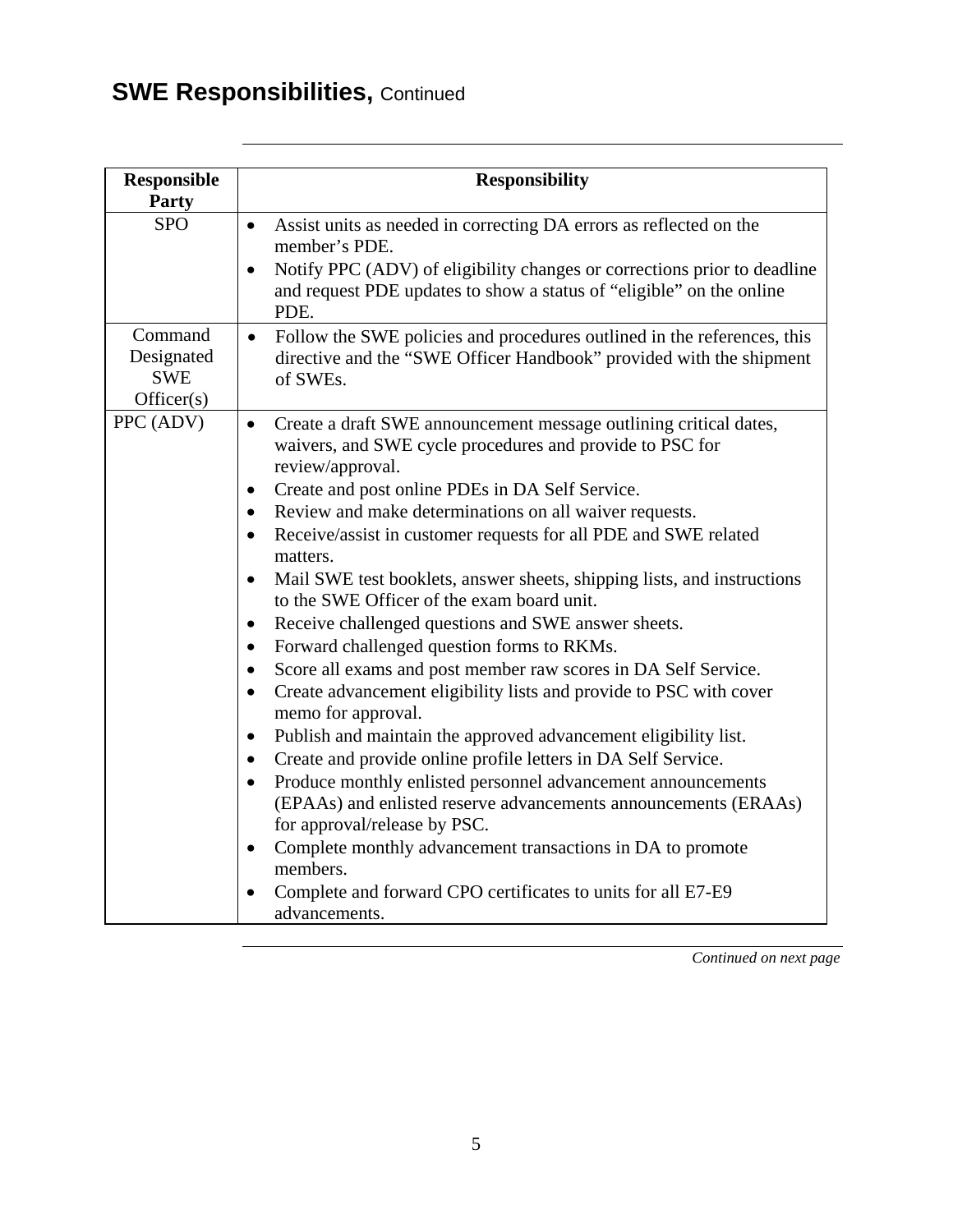## SWE Responsibilities, Continued

| Responsible Party | Responsibility |
|---|---|
| SPO | • Assist units as needed in correcting DA errors as reflected on the member's PDE.<br>• Notify PPC (ADV) of eligibility changes or corrections prior to deadline and request PDE updates to show a status of "eligible" on the online PDE. |
| Command Designated SWE Officer(s) | • Follow the SWE policies and procedures outlined in the references, this directive and the "SWE Officer Handbook" provided with the shipment of SWEs. |
| PPC (ADV) | • Create a draft SWE announcement message outlining critical dates, waivers, and SWE cycle procedures and provide to PSC for review/approval.<br>• Create and post online PDEs in DA Self Service.<br>• Review and make determinations on all waiver requests.<br>• Receive/assist in customer requests for all PDE and SWE related matters.<br>• Mail SWE test booklets, answer sheets, shipping lists, and instructions to the SWE Officer of the exam board unit.<br>• Receive challenged questions and SWE answer sheets.<br>• Forward challenged question forms to RKMs.<br>• Score all exams and post member raw scores in DA Self Service.<br>• Create advancement eligibility lists and provide to PSC with cover memo for approval.<br>• Publish and maintain the approved advancement eligibility list.<br>• Create and provide online profile letters in DA Self Service.<br>• Produce monthly enlisted personnel advancement announcements (EPAAs) and enlisted reserve advancements announcements (ERAAs) for approval/release by PSC.<br>• Complete monthly advancement transactions in DA to promote members.<br>• Complete and forward CPO certificates to units for all E7-E9 advancements. |

*Continued on next page*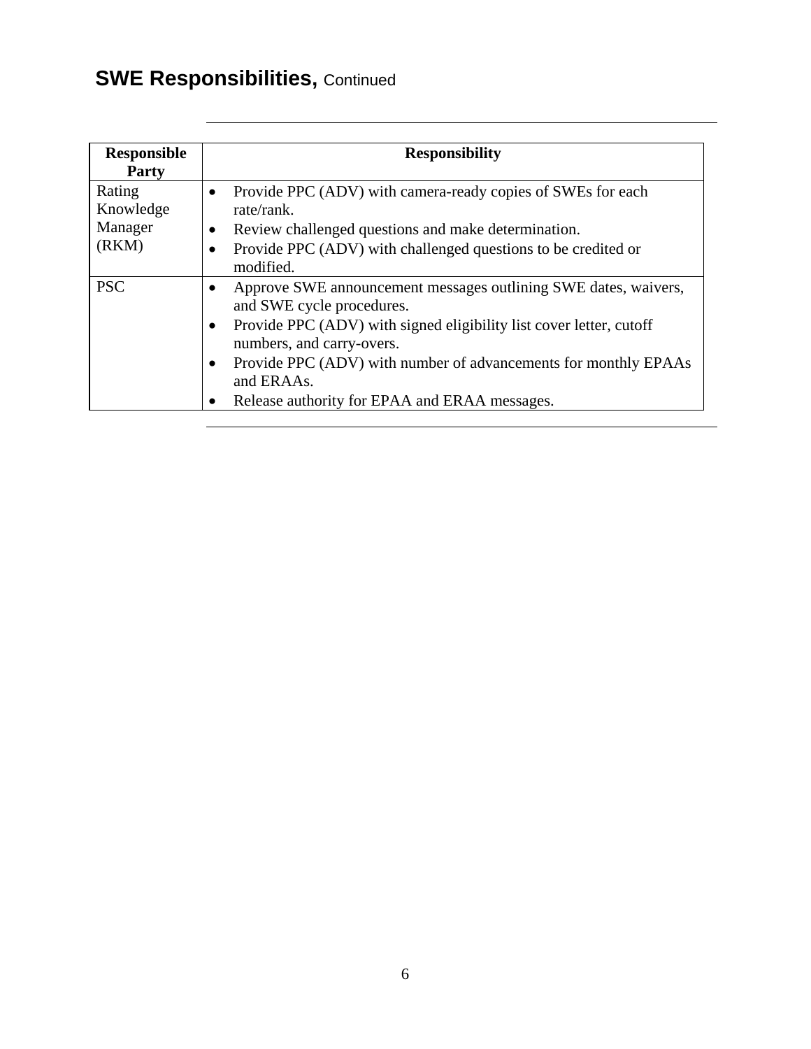## SWE Responsibilities, Continued

| Responsible Party | Responsibility |
|---|---|
| Rating Knowledge Manager (RKM) | • Provide PPC (ADV) with camera-ready copies of SWEs for each rate/rank.<br>• Review challenged questions and make determination.<br>• Provide PPC (ADV) with challenged questions to be credited or modified. |
| PSC | • Approve SWE announcement messages outlining SWE dates, waivers, and SWE cycle procedures.<br>• Provide PPC (ADV) with signed eligibility list cover letter, cutoff numbers, and carry-overs.<br>• Provide PPC (ADV) with number of advancements for monthly EPAAs and ERAAs.<br>• Release authority for EPAA and ERAA messages. |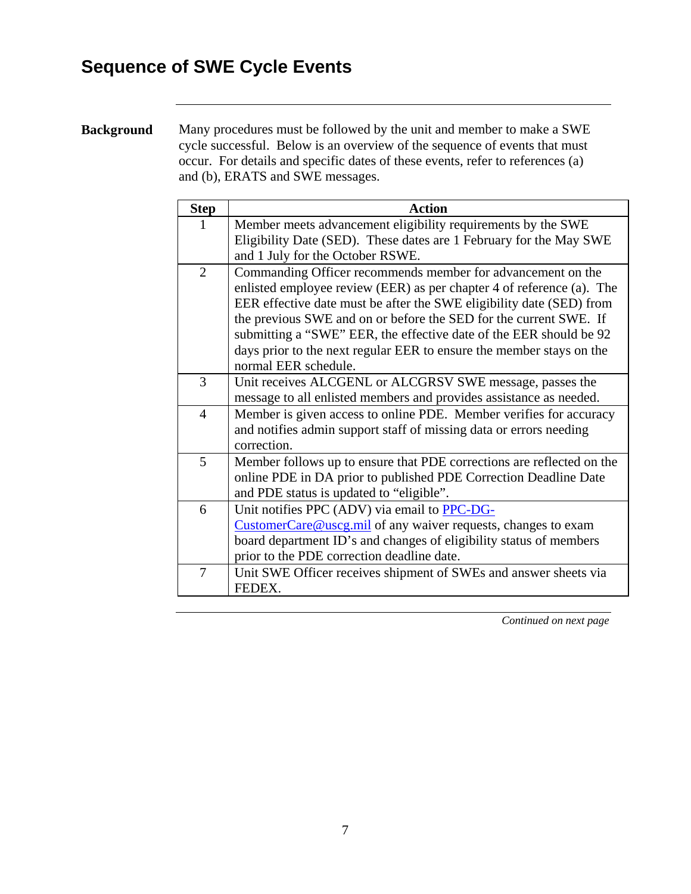# Sequence of SWE Cycle Events

**Background**

Many procedures must be followed by the unit and member to make a SWE cycle successful. Below is an overview of the sequence of events that must occur. For details and specific dates of these events, refer to references (a) and (b), ERATS and SWE messages.

| Step | Action |
|---|---|
| 1 | Member meets advancement eligibility requirements by the SWE Eligibility Date (SED). These dates are 1 February for the May SWE and 1 July for the October RSWE. |
| 2 | Commanding Officer recommends member for advancement on the enlisted employee review (EER) as per chapter 4 of reference (a). The EER effective date must be after the SWE eligibility date (SED) from the previous SWE and on or before the SED for the current SWE. If submitting a “SWE” EER, the effective date of the EER should be 92 days prior to the next regular EER to ensure the member stays on the normal EER schedule. |
| 3 | Unit receives ALCGENL or ALCGRSV SWE message, passes the message to all enlisted members and provides assistance as needed. |
| 4 | Member is given access to online PDE. Member verifies for accuracy and notifies admin support staff of missing data or errors needing correction. |
| 5 | Member follows up to ensure that PDE corrections are reflected on the online PDE in DA prior to published PDE Correction Deadline Date and PDE status is updated to “eligible”. |
| 6 | Unit notifies PPC (ADV) via email to PPC-DG-CustomerCare@uscg.mil of any waiver requests, changes to exam board department ID’s and changes of eligibility status of members prior to the PDE correction deadline date. |
| 7 | Unit SWE Officer receives shipment of SWEs and answer sheets via FEDEX. |

*Continued on next page*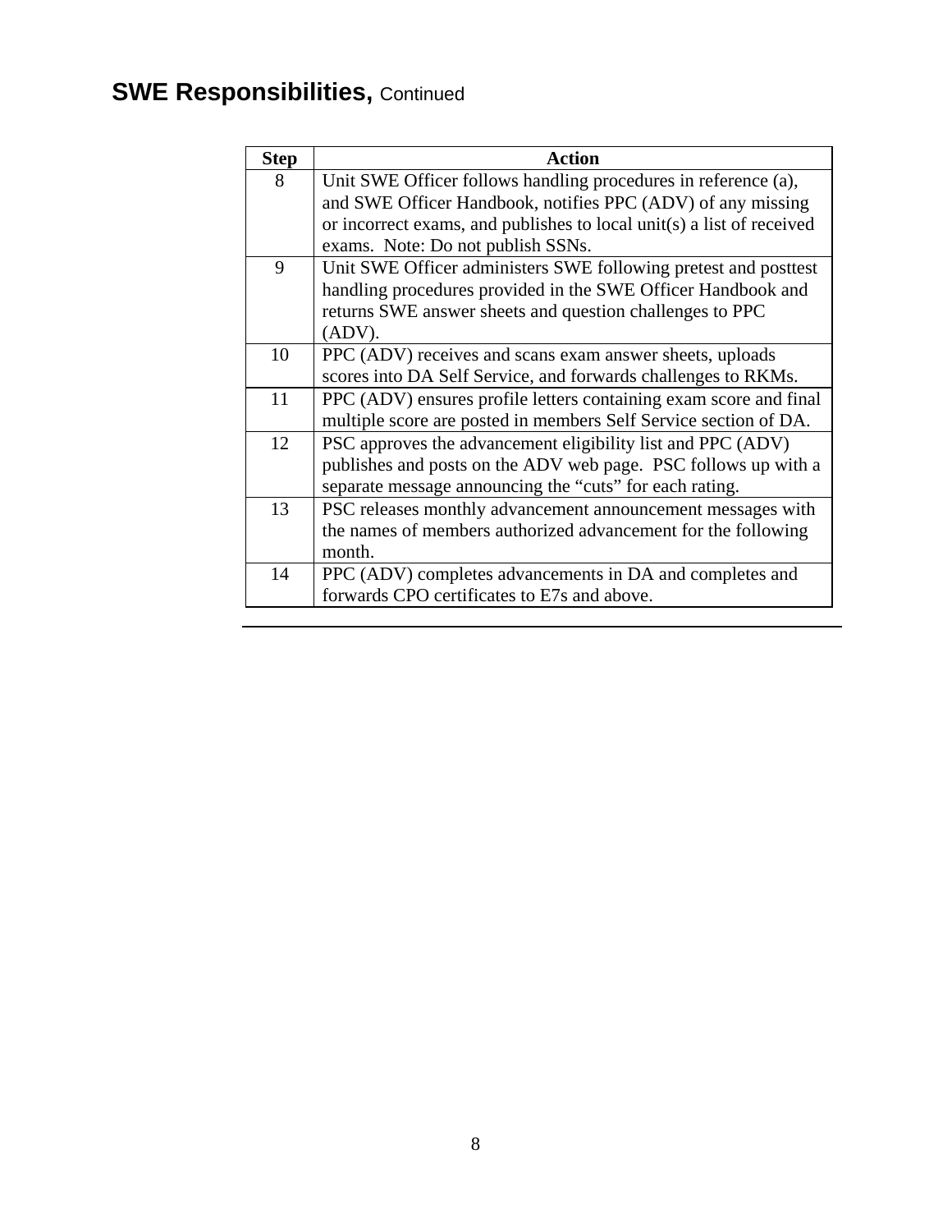## SWE Responsibilities, Continued

| Step | Action |
|---|---|
| 8 | Unit SWE Officer follows handling procedures in reference (a), and SWE Officer Handbook, notifies PPC (ADV) of any missing or incorrect exams, and publishes to local unit(s) a list of received exams. Note: Do not publish SSNs. |
| 9 | Unit SWE Officer administers SWE following pretest and posttest handling procedures provided in the SWE Officer Handbook and returns SWE answer sheets and question challenges to PPC (ADV). |
| 10 | PPC (ADV) receives and scans exam answer sheets, uploads scores into DA Self Service, and forwards challenges to RKMs. |
| 11 | PPC (ADV) ensures profile letters containing exam score and final multiple score are posted in members Self Service section of DA. |
| 12 | PSC approves the advancement eligibility list and PPC (ADV) publishes and posts on the ADV web page. PSC follows up with a separate message announcing the "cuts" for each rating. |
| 13 | PSC releases monthly advancement announcement messages with the names of members authorized advancement for the following month. |
| 14 | PPC (ADV) completes advancements in DA and completes and forwards CPO certificates to E7s and above. |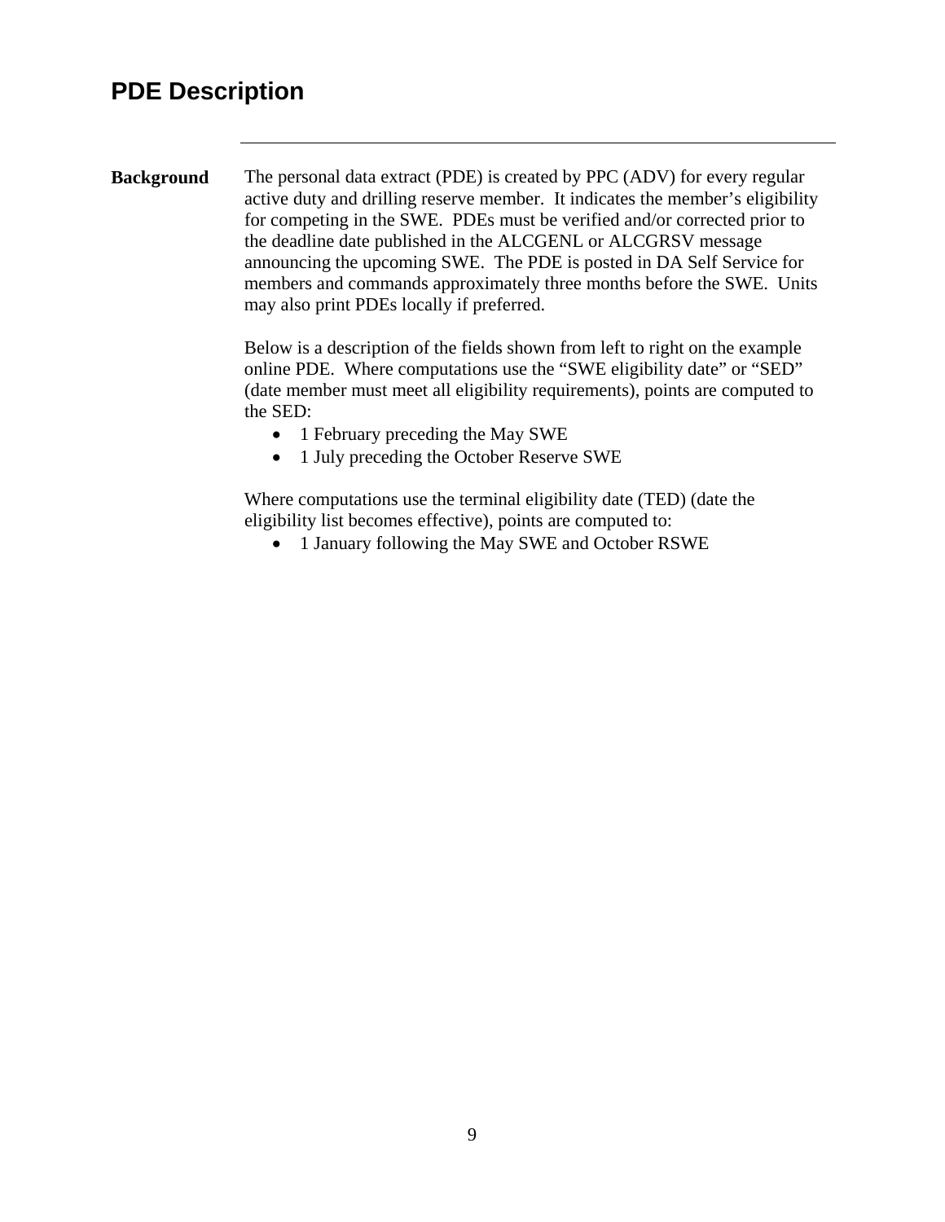# PDE Description

**Background**

The personal data extract (PDE) is created by PPC (ADV) for every regular active duty and drilling reserve member. It indicates the member's eligibility for competing in the SWE. PDEs must be verified and/or corrected prior to the deadline date published in the ALCGENL or ALCGRSV message announcing the upcoming SWE. The PDE is posted in DA Self Service for members and commands approximately three months before the SWE. Units may also print PDEs locally if preferred.

Below is a description of the fields shown from left to right on the example online PDE. Where computations use the "SWE eligibility date" or "SED" (date member must meet all eligibility requirements), points are computed to the SED:

- 1 February preceding the May SWE
- 1 July preceding the October Reserve SWE

Where computations use the terminal eligibility date (TED) (date the eligibility list becomes effective), points are computed to:

- 1 January following the May SWE and October RSWE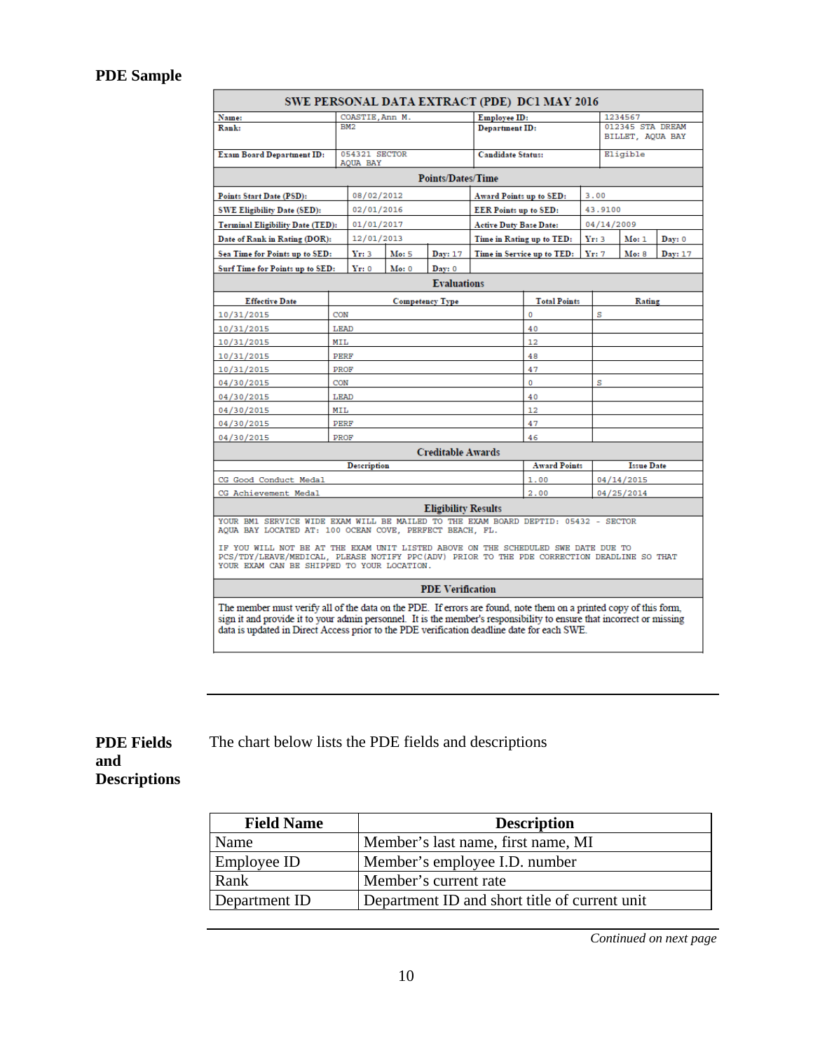**PDE Sample**

| SWE PERSONAL DATA EXTRACT (PDE) DC1 MAY 2016 | | | |
|---|---|---|---|
| **Name:** | COASTIE, Ann M. | **Employee ID:** | 1234567 |
| **Rank:** | BM2 | **Department ID:** | 012345 STA DREAM BILLET, AQUA BAY |
| **Exam Board Department ID:** | 054321 SECTOR AQUA BAY | **Candidate Status:** | Eligible |

**Points/Dates/Time**

| | | | | | | | |
|---|---|---|---|---|---|---|---|
| **Points Start Date (PSD):** | 08/02/2012 | | | **Award Points up to SED:** | 3.00 | | |
| **SWE Eligibility Date (SED):** | 02/01/2016 | | | **EER Points up to SED:** | 43.9100 | | |
| **Terminal Eligibility Date (TED):** | 01/01/2017 | | | **Active Duty Base Date:** | 04/14/2009 | | |
| **Date of Rank in Rating (DOR):** | 12/01/2013 | | | **Time in Rating up to TED:** | Yr: 3 | Mo: 1 | Day: 0 |
| **Sea Time for Points up to SED:** | Yr: 3 | Mo: 5 | Day: 17 | **Time in Service up to TED:** | Yr: 7 | Mo: 8 | Day: 17 |
| **Surf Time for Points up to SED:** | Yr: 0 | Mo: 0 | Day: 0 | | | | |

**Evaluations**

| Effective Date | Competency Type | Total Points | Rating |
|---|---|---|---|
| 10/31/2015 | CON | 0 | S |
| 10/31/2015 | LEAD | 40 | |
| 10/31/2015 | MIL | 12 | |
| 10/31/2015 | PERF | 48 | |
| 10/31/2015 | PROF | 47 | |
| 04/30/2015 | CON | 0 | S |
| 04/30/2015 | LEAD | 40 | |
| 04/30/2015 | MIL | 12 | |
| 04/30/2015 | PERF | 47 | |
| 04/30/2015 | PROF | 46 | |

**Creditable Awards**

| Description | Award Points | Issue Date |
|---|---|---|
| CG Good Conduct Medal | 1.00 | 04/14/2015 |
| CG Achievement Medal | 2.00 | 04/25/2014 |

**Eligibility Results**

YOUR BM1 SERVICE WIDE EXAM WILL BE MAILED TO THE EXAM BOARD DEPTID: 05432 - SECTOR AQUA BAY LOCATED AT: 100 OCEAN COVE, PERFECT BEACH, FL.

IF YOU WILL NOT BE AT THE EXAM UNIT LISTED ABOVE ON THE SCHEDULED SWE DATE DUE TO PCS/TDY/LEAVE/MEDICAL, PLEASE NOTIFY PPC(ADV) PRIOR TO THE PDE CORRECTION DEADLINE SO THAT YOUR EXAM CAN BE SHIPPED TO YOUR LOCATION.

**PDE Verification**

The member must verify all of the data on the PDE. If errors are found, note them on a printed copy of this form, sign it and provide it to your admin personnel. It is the member's responsibility to ensure that incorrect or missing data is updated in Direct Access prior to the PDE verification deadline date for each SWE.

---

**PDE Fields and Descriptions**

The chart below lists the PDE fields and descriptions

| Field Name | Description |
|---|---|
| Name | Member's last name, first name, MI |
| Employee ID | Member's employee I.D. number |
| Rank | Member's current rate |
| Department ID | Department ID and short title of current unit |

*Continued on next page*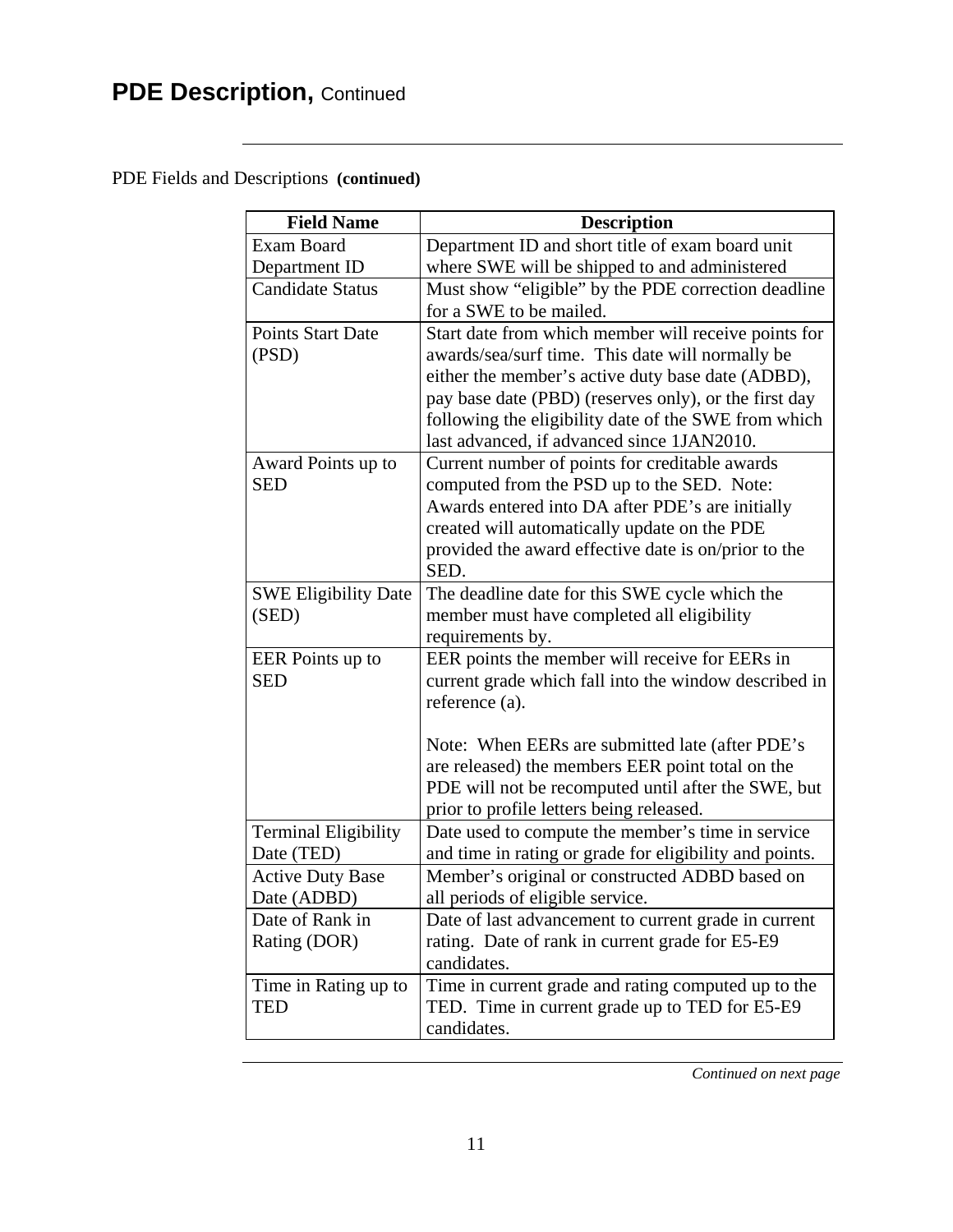# PDE Description, Continued

PDE Fields and Descriptions **(continued)**

| Field Name | Description |
|---|---|
| Exam Board Department ID | Department ID and short title of exam board unit where SWE will be shipped to and administered |
| Candidate Status | Must show "eligible" by the PDE correction deadline for a SWE to be mailed. |
| Points Start Date (PSD) | Start date from which member will receive points for awards/sea/surf time. This date will normally be either the member's active duty base date (ADBD), pay base date (PBD) (reserves only), or the first day following the eligibility date of the SWE from which last advanced, if advanced since 1JAN2010. |
| Award Points up to SED | Current number of points for creditable awards computed from the PSD up to the SED. Note: Awards entered into DA after PDE's are initially created will automatically update on the PDE provided the award effective date is on/prior to the SED. |
| SWE Eligibility Date (SED) | The deadline date for this SWE cycle which the member must have completed all eligibility requirements by. |
| EER Points up to SED | EER points the member will receive for EERs in current grade which fall into the window described in reference (a).<br><br>Note: When EERs are submitted late (after PDE's are released) the members EER point total on the PDE will not be recomputed until after the SWE, but prior to profile letters being released. |
| Terminal Eligibility Date (TED) | Date used to compute the member's time in service and time in rating or grade for eligibility and points. |
| Active Duty Base Date (ADBD) | Member's original or constructed ADBD based on all periods of eligible service. |
| Date of Rank in Rating (DOR) | Date of last advancement to current grade in current rating. Date of rank in current grade for E5-E9 candidates. |
| Time in Rating up to TED | Time in current grade and rating computed up to the TED. Time in current grade up to TED for E5-E9 candidates. |

*Continued on next page*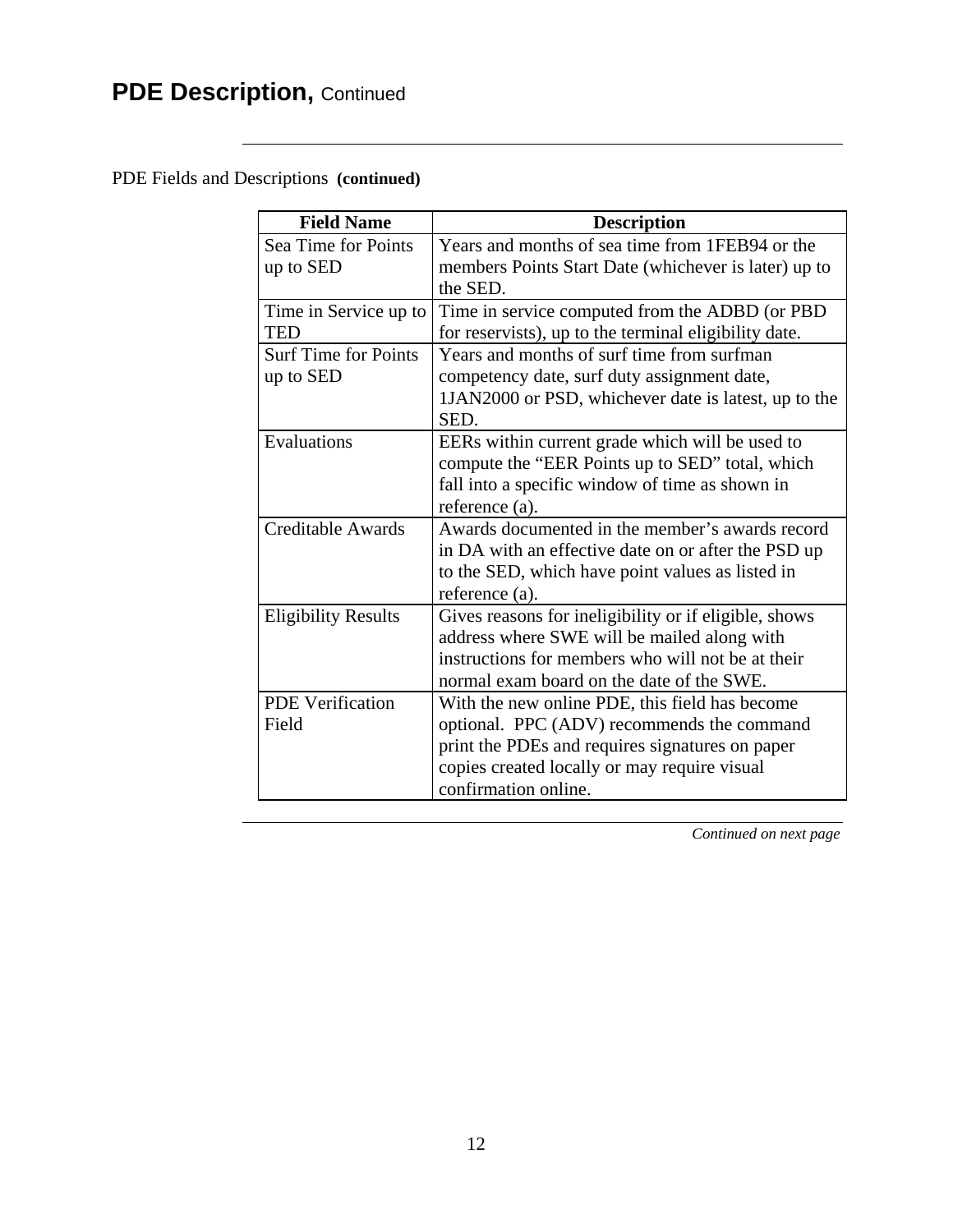# PDE Description, Continued

PDE Fields and Descriptions **(continued)**

| Field Name | Description |
|---|---|
| Sea Time for Points up to SED | Years and months of sea time from 1FEB94 or the members Points Start Date (whichever is later) up to the SED. |
| Time in Service up to TED | Time in service computed from the ADBD (or PBD for reservists), up to the terminal eligibility date. |
| Surf Time for Points up to SED | Years and months of surf time from surfman competency date, surf duty assignment date, 1JAN2000 or PSD, whichever date is latest, up to the SED. |
| Evaluations | EERs within current grade which will be used to compute the "EER Points up to SED" total, which fall into a specific window of time as shown in reference (a). |
| Creditable Awards | Awards documented in the member's awards record in DA with an effective date on or after the PSD up to the SED, which have point values as listed in reference (a). |
| Eligibility Results | Gives reasons for ineligibility or if eligible, shows address where SWE will be mailed along with instructions for members who will not be at their normal exam board on the date of the SWE. |
| PDE Verification Field | With the new online PDE, this field has become optional. PPC (ADV) recommends the command print the PDEs and requires signatures on paper copies created locally or may require visual confirmation online. |

*Continued on next page*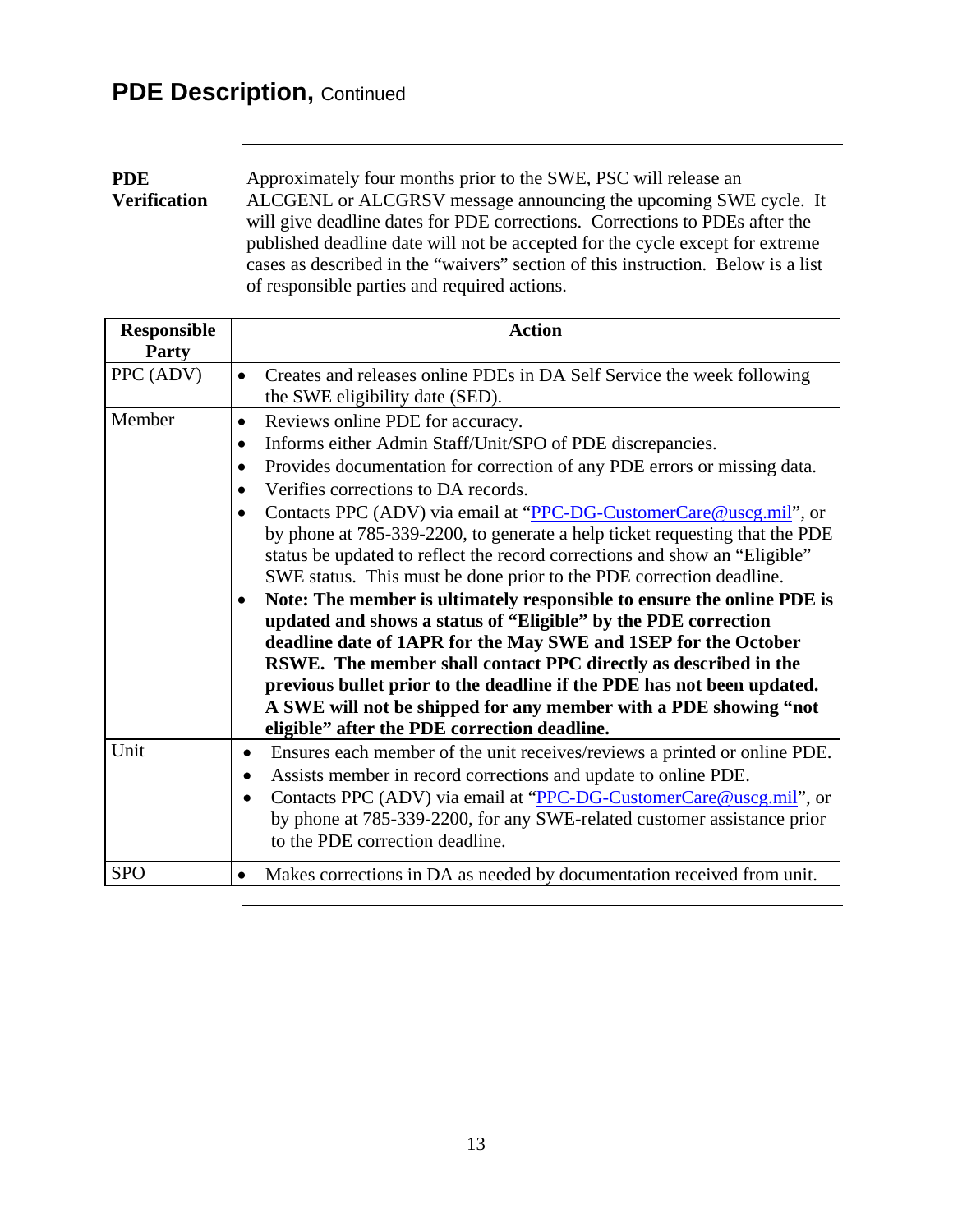## PDE Description, Continued

**PDE Verification**

Approximately four months prior to the SWE, PSC will release an ALCGENL or ALCGRSV message announcing the upcoming SWE cycle. It will give deadline dates for PDE corrections. Corrections to PDEs after the published deadline date will not be accepted for the cycle except for extreme cases as described in the "waivers" section of this instruction. Below is a list of responsible parties and required actions.

| Responsible Party | Action |
|---|---|
| PPC (ADV) | • Creates and releases online PDEs in DA Self Service the week following the SWE eligibility date (SED). |
| Member | • Reviews online PDE for accuracy.<br>• Informs either Admin Staff/Unit/SPO of PDE discrepancies.<br>• Provides documentation for correction of any PDE errors or missing data.<br>• Verifies corrections to DA records.<br>• Contacts PPC (ADV) via email at "PPC-DG-CustomerCare@uscg.mil", or by phone at 785-339-2200, to generate a help ticket requesting that the PDE status be updated to reflect the record corrections and show an "Eligible" SWE status. This must be done prior to the PDE correction deadline.<br>• **Note: The member is ultimately responsible to ensure the online PDE is updated and shows a status of "Eligible" by the PDE correction deadline date of 1APR for the May SWE and 1SEP for the October RSWE. The member shall contact PPC directly as described in the previous bullet prior to the deadline if the PDE has not been updated. A SWE will not be shipped for any member with a PDE showing "not eligible" after the PDE correction deadline.** |
| Unit | • Ensures each member of the unit receives/reviews a printed or online PDE.<br>• Assists member in record corrections and update to online PDE.<br>• Contacts PPC (ADV) via email at "PPC-DG-CustomerCare@uscg.mil", or by phone at 785-339-2200, for any SWE-related customer assistance prior to the PDE correction deadline. |
| SPO | • Makes corrections in DA as needed by documentation received from unit. |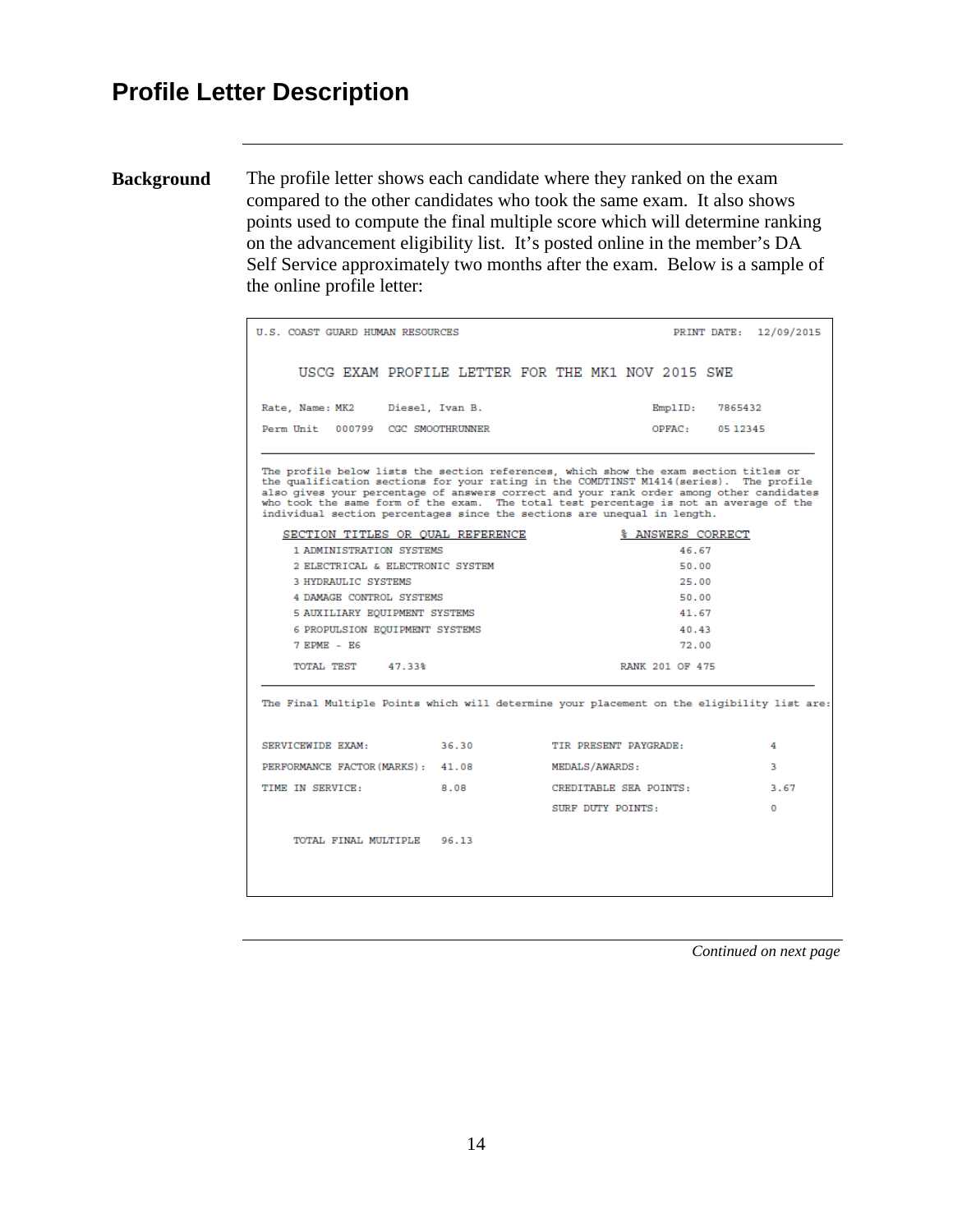# Profile Letter Description

**Background**

The profile letter shows each candidate where they ranked on the exam compared to the other candidates who took the same exam. It also shows points used to compute the final multiple score which will determine ranking on the advancement eligibility list. It's posted online in the member's DA Self Service approximately two months after the exam. Below is a sample of the online profile letter:

```
U.S. COAST GUARD HUMAN RESOURCES                                 PRINT DATE:  12/09/2015

     USCG EXAM PROFILE LETTER FOR THE MK1 NOV 2015 SWE

Rate, Name: MK2     Diesel, Ivan B.                          EmplID:   7865432
Perm Unit   000799  CGC SMOOTHRUNNER                         OPFAC:    05 12345
____________________________________________________________________________________

The profile below lists the section references, which show the exam section titles or
the qualification sections for your rating in the COMDTINST M1414(series).  The profile
also gives your percentage of answers correct and your rank order among other candidates
who took the same form of the exam.  The total test percentage is not an average of the
individual section percentages since the sections are unequal in length.

    SECTION TITLES OR QUAL REFERENCE                  % ANSWERS CORRECT
     1 ADMINISTRATION SYSTEMS                                46.67
     2 ELECTRICAL & ELECTRONIC SYSTEM                        50.00
     3 HYDRAULIC SYSTEMS                                     25.00
     4 DAMAGE CONTROL SYSTEMS                                50.00
     5 AUXILIARY EQUIPMENT SYSTEMS                           41.67
     6 PROPULSION EQUIPMENT SYSTEMS                          40.43
     7 EPME - E6                                             72.00

     TOTAL TEST     47.33%                            RANK 201 OF 475
____________________________________________________________________________________

The Final Multiple Points which will determine your placement on the eligibility list are:

SERVICEWIDE EXAM:            36.30          TIR PRESENT PAYGRADE:           4
PERFORMANCE FACTOR(MARKS):   41.08          MEDALS/AWARDS:                  3
TIME IN SERVICE:             8.08           CREDITABLE SEA POINTS:          3.67
                                            SURF DUTY POINTS:               0

     TOTAL FINAL MULTIPLE    96.13
```

*Continued on next page*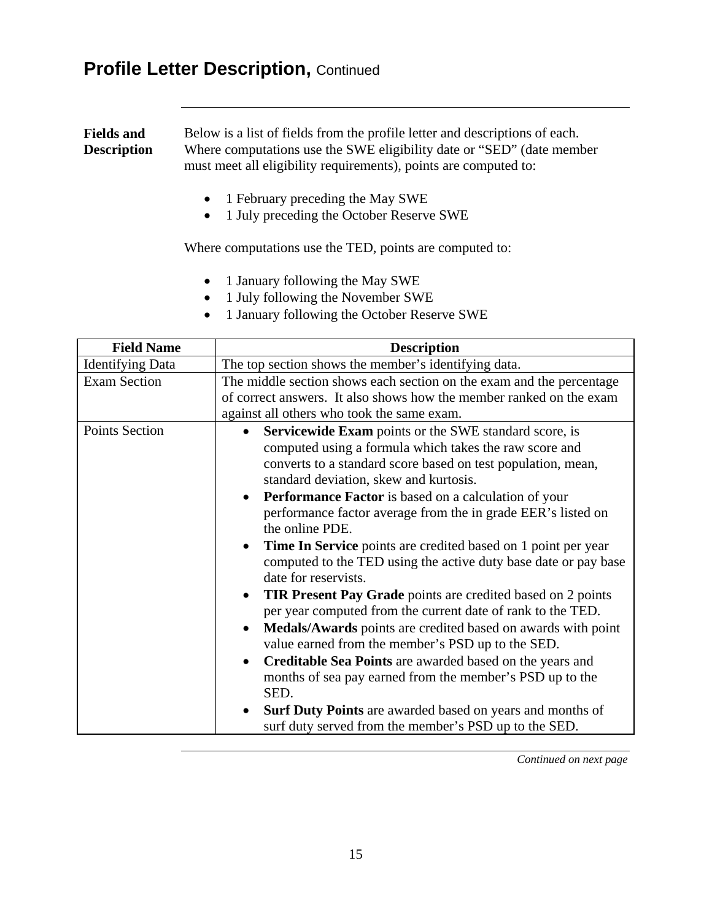# Profile Letter Description, Continued

**Fields and Description**

Below is a list of fields from the profile letter and descriptions of each. Where computations use the SWE eligibility date or "SED" (date member must meet all eligibility requirements), points are computed to:

- 1 February preceding the May SWE
- 1 July preceding the October Reserve SWE

Where computations use the TED, points are computed to:

- 1 January following the May SWE
- 1 July following the November SWE
- 1 January following the October Reserve SWE

| Field Name | Description |
|---|---|
| Identifying Data | The top section shows the member's identifying data. |
| Exam Section | The middle section shows each section on the exam and the percentage of correct answers. It also shows how the member ranked on the exam against all others who took the same exam. |
| Points Section | • **Servicewide Exam** points or the SWE standard score, is computed using a formula which takes the raw score and converts to a standard score based on test population, mean, standard deviation, skew and kurtosis.<br>• **Performance Factor** is based on a calculation of your performance factor average from the in grade EER's listed on the online PDE.<br>• **Time In Service** points are credited based on 1 point per year computed to the TED using the active duty base date or pay base date for reservists.<br>• **TIR Present Pay Grade** points are credited based on 2 points per year computed from the current date of rank to the TED.<br>• **Medals/Awards** points are credited based on awards with point value earned from the member's PSD up to the SED.<br>• **Creditable Sea Points** are awarded based on the years and months of sea pay earned from the member's PSD up to the SED.<br>• **Surf Duty Points** are awarded based on years and months of surf duty served from the member's PSD up to the SED. |

*Continued on next page*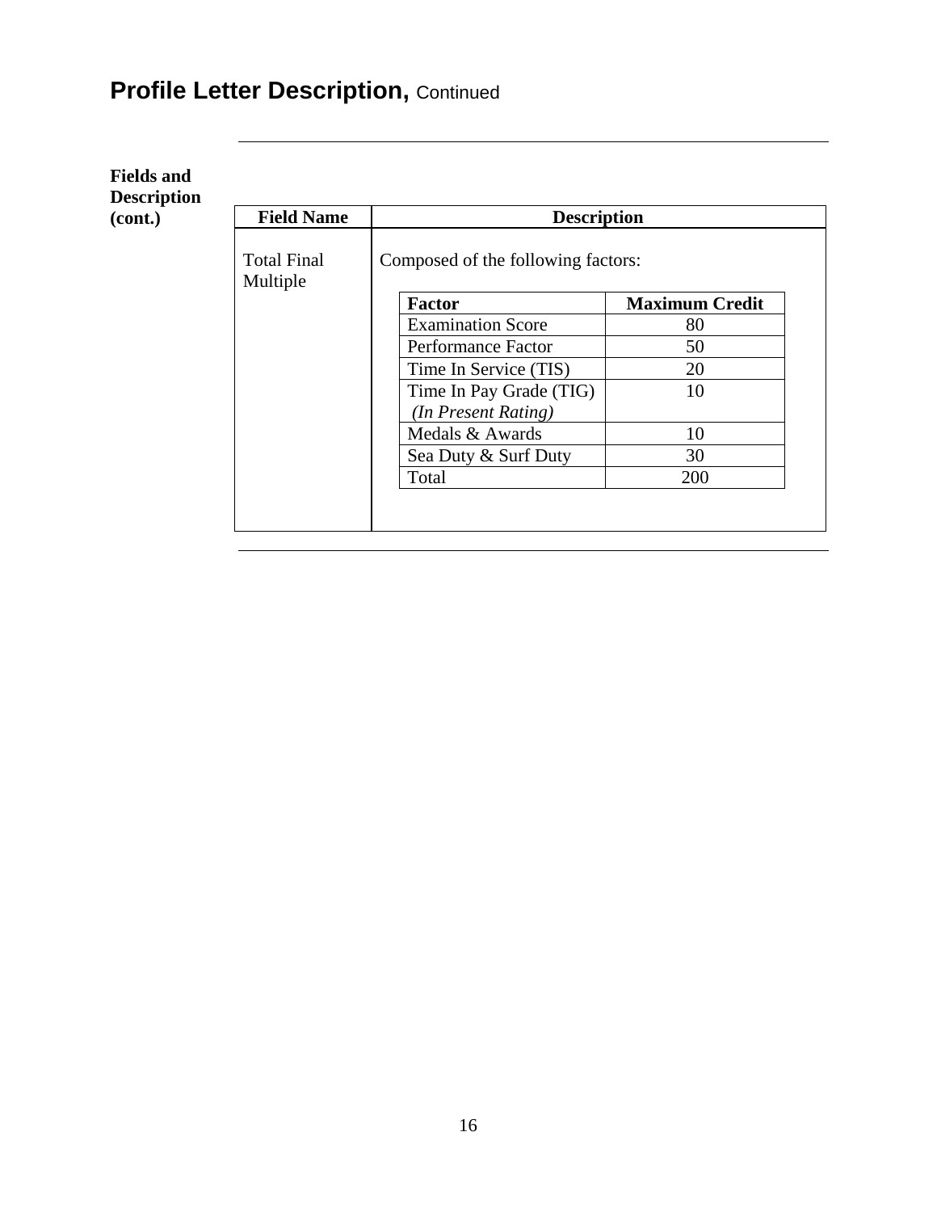# Profile Letter Description, Continued

**Fields and Description (cont.)**

| Field Name | Description |
|---|---|
| Total Final Multiple | Composed of the following factors: |

| Factor | Maximum Credit |
|---|---|
| Examination Score | 80 |
| Performance Factor | 50 |
| Time In Service (TIS) | 20 |
| Time In Pay Grade (TIG) *(In Present Rating)* | 10 |
| Medals & Awards | 10 |
| Sea Duty & Surf Duty | 30 |
| Total | 200 |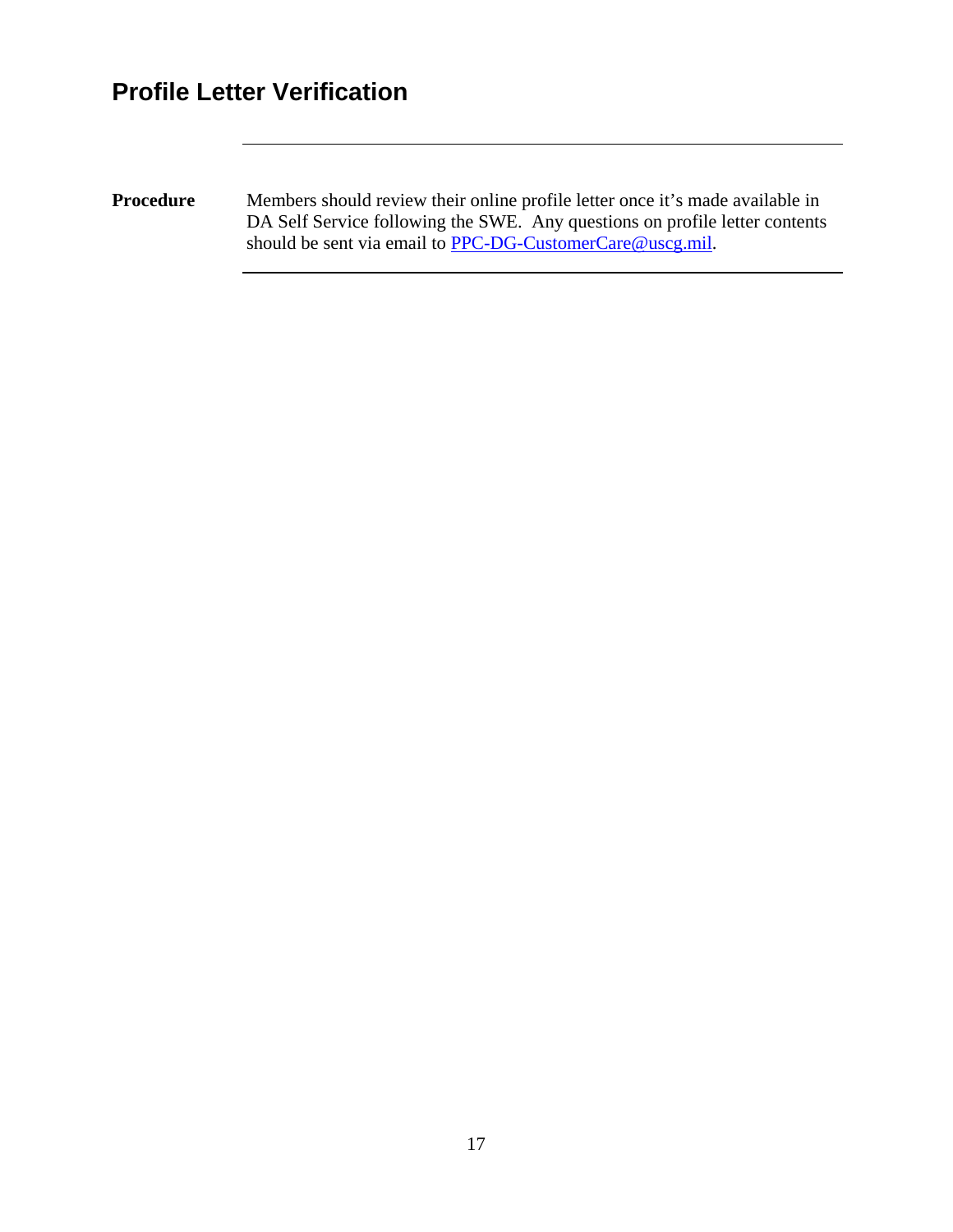## Profile Letter Verification

**Procedure** Members should review their online profile letter once it's made available in DA Self Service following the SWE. Any questions on profile letter contents should be sent via email to PPC-DG-CustomerCare@uscg.mil.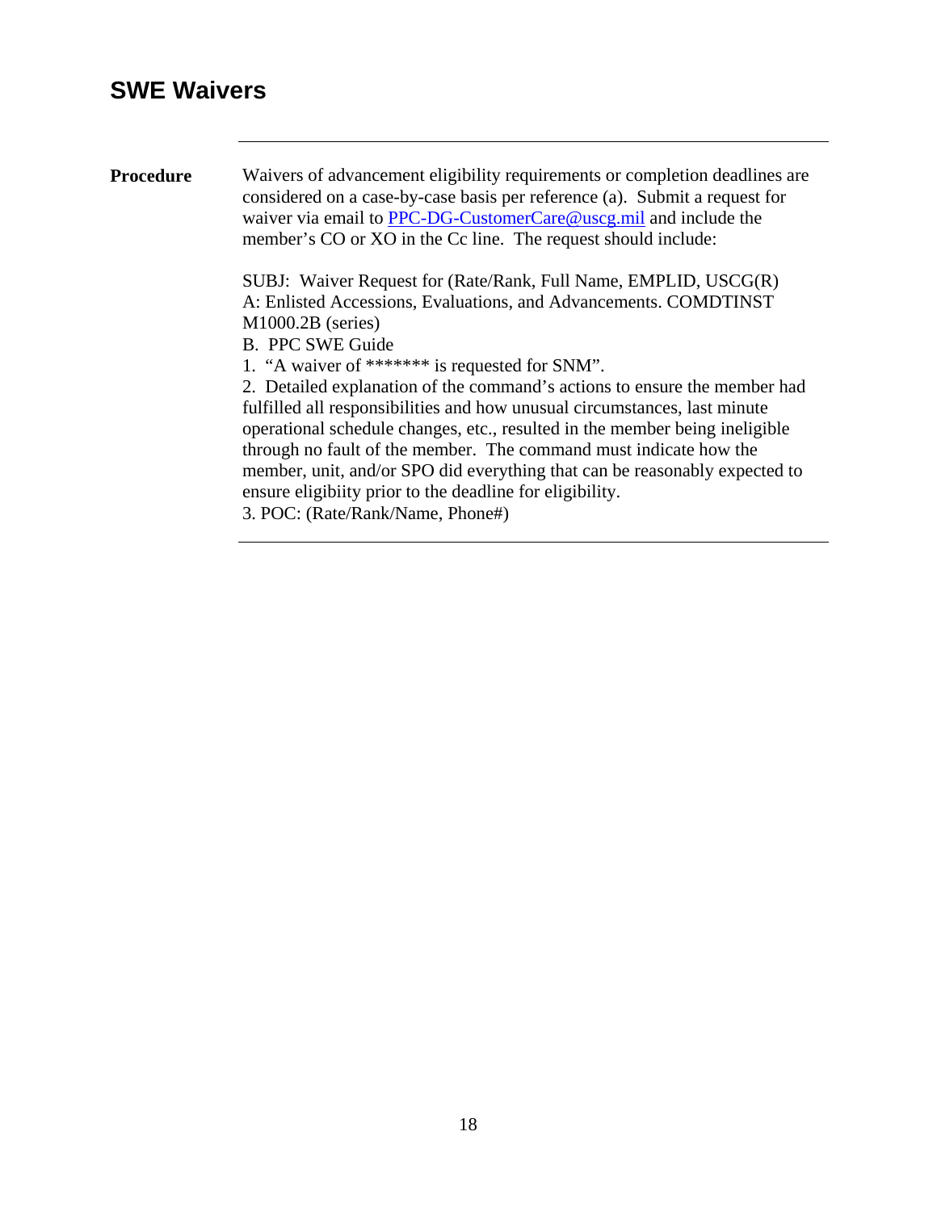## SWE Waivers

**Procedure**

Waivers of advancement eligibility requirements or completion deadlines are considered on a case-by-case basis per reference (a). Submit a request for waiver via email to [PPC-DG-CustomerCare@uscg.mil](mailto:PPC-DG-CustomerCare@uscg.mil) and include the member's CO or XO in the Cc line. The request should include:

SUBJ: Waiver Request for (Rate/Rank, Full Name, EMPLID, USCG(R)
A: Enlisted Accessions, Evaluations, and Advancements. COMDTINST M1000.2B (series)
B. PPC SWE Guide
1. "A waiver of ******* is requested for SNM".
2. Detailed explanation of the command's actions to ensure the member had fulfilled all responsibilities and how unusual circumstances, last minute operational schedule changes, etc., resulted in the member being ineligible through no fault of the member. The command must indicate how the member, unit, and/or SPO did everything that can be reasonably expected to ensure eligibiity prior to the deadline for eligibility.
3. POC: (Rate/Rank/Name, Phone#)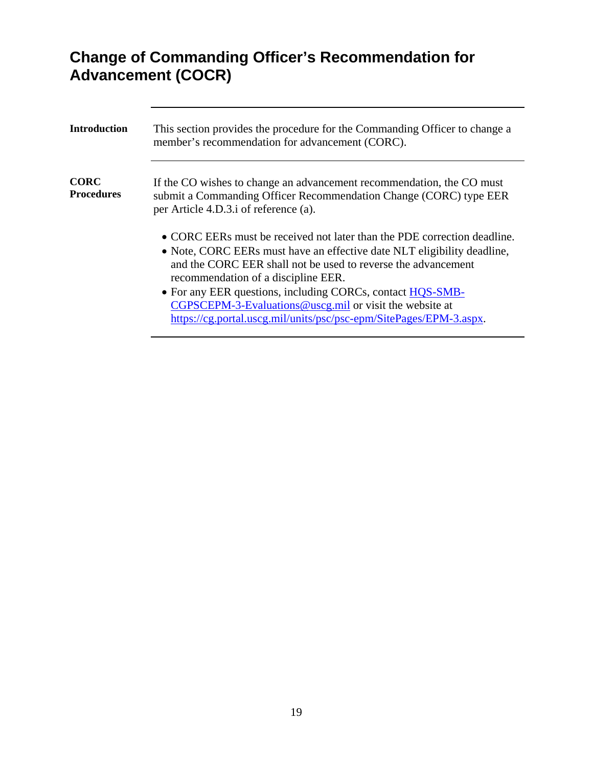# Change of Commanding Officer's Recommendation for Advancement (COCR)

**Introduction**

This section provides the procedure for the Commanding Officer to change a member's recommendation for advancement (CORC).

**CORC Procedures**

If the CO wishes to change an advancement recommendation, the CO must submit a Commanding Officer Recommendation Change (CORC) type EER per Article 4.D.3.i of reference (a).

- CORC EERs must be received not later than the PDE correction deadline.
- Note, CORC EERs must have an effective date NLT eligibility deadline, and the CORC EER shall not be used to reverse the advancement recommendation of a discipline EER.
- For any EER questions, including CORCs, contact HQS-SMB-CGPSCEPM-3-Evaluations@uscg.mil or visit the website at https://cg.portal.uscg.mil/units/psc/psc-epm/SitePages/EPM-3.aspx.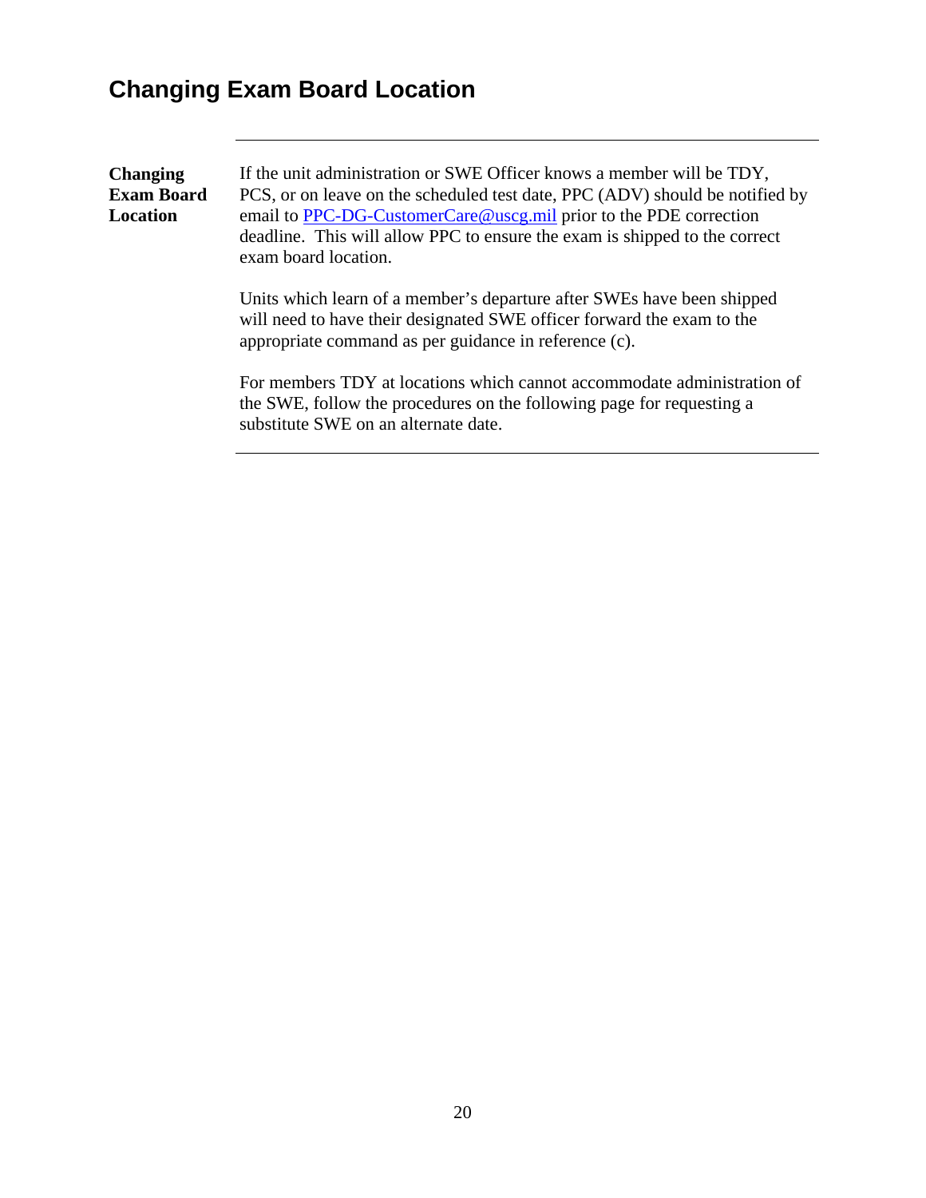# Changing Exam Board Location

**Changing Exam Board Location**

If the unit administration or SWE Officer knows a member will be TDY, PCS, or on leave on the scheduled test date, PPC (ADV) should be notified by email to PPC-DG-CustomerCare@uscg.mil prior to the PDE correction deadline. This will allow PPC to ensure the exam is shipped to the correct exam board location.

Units which learn of a member's departure after SWEs have been shipped will need to have their designated SWE officer forward the exam to the appropriate command as per guidance in reference (c).

For members TDY at locations which cannot accommodate administration of the SWE, follow the procedures on the following page for requesting a substitute SWE on an alternate date.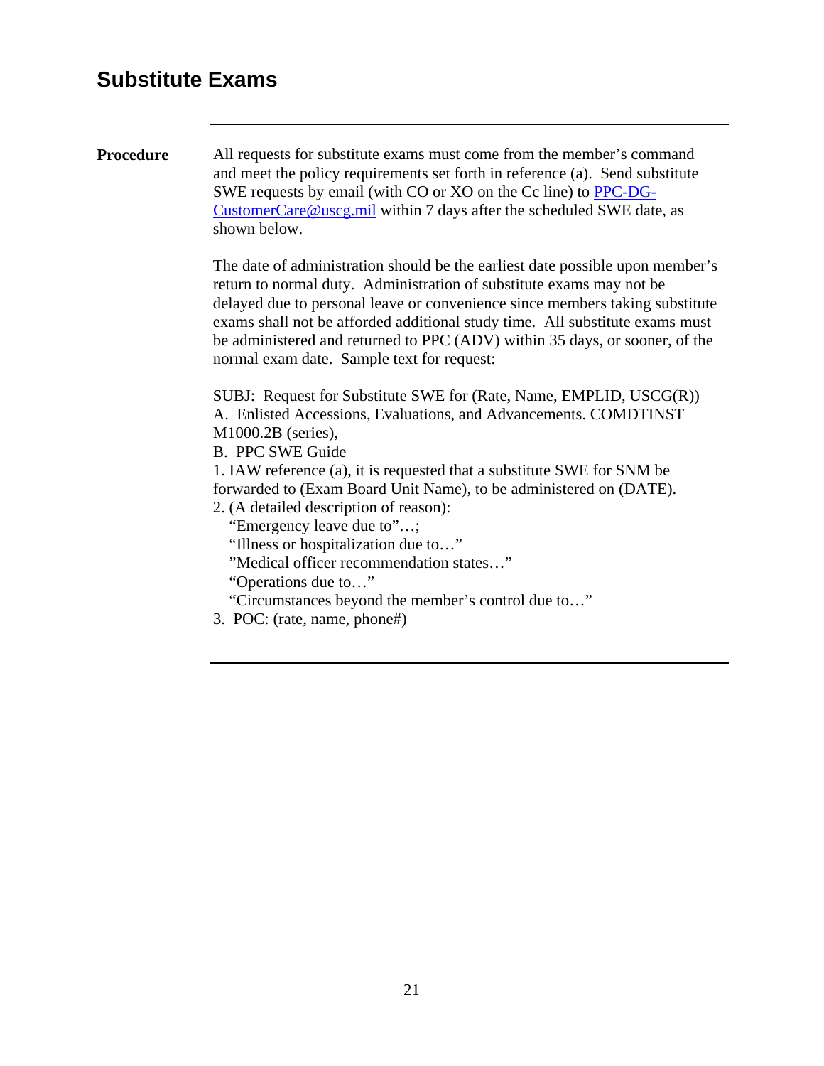## Substitute Exams

**Procedure**

All requests for substitute exams must come from the member's command and meet the policy requirements set forth in reference (a). Send substitute SWE requests by email (with CO or XO on the Cc line) to [PPC-DG-CustomerCare@uscg.mil](mailto:PPC-DG-CustomerCare@uscg.mil) within 7 days after the scheduled SWE date, as shown below.

The date of administration should be the earliest date possible upon member's return to normal duty. Administration of substitute exams may not be delayed due to personal leave or convenience since members taking substitute exams shall not be afforded additional study time. All substitute exams must be administered and returned to PPC (ADV) within 35 days, or sooner, of the normal exam date. Sample text for request:

SUBJ: Request for Substitute SWE for (Rate, Name, EMPLID, USCG(R))
A. Enlisted Accessions, Evaluations, and Advancements. COMDTINST M1000.2B (series),
B. PPC SWE Guide
1. IAW reference (a), it is requested that a substitute SWE for SNM be forwarded to (Exam Board Unit Name), to be administered on (DATE).
2. (A detailed description of reason):
   "Emergency leave due to"…;
   "Illness or hospitalization due to…"
   "Medical officer recommendation states…"
   "Operations due to…"
   "Circumstances beyond the member's control due to…"
3. POC: (rate, name, phone#)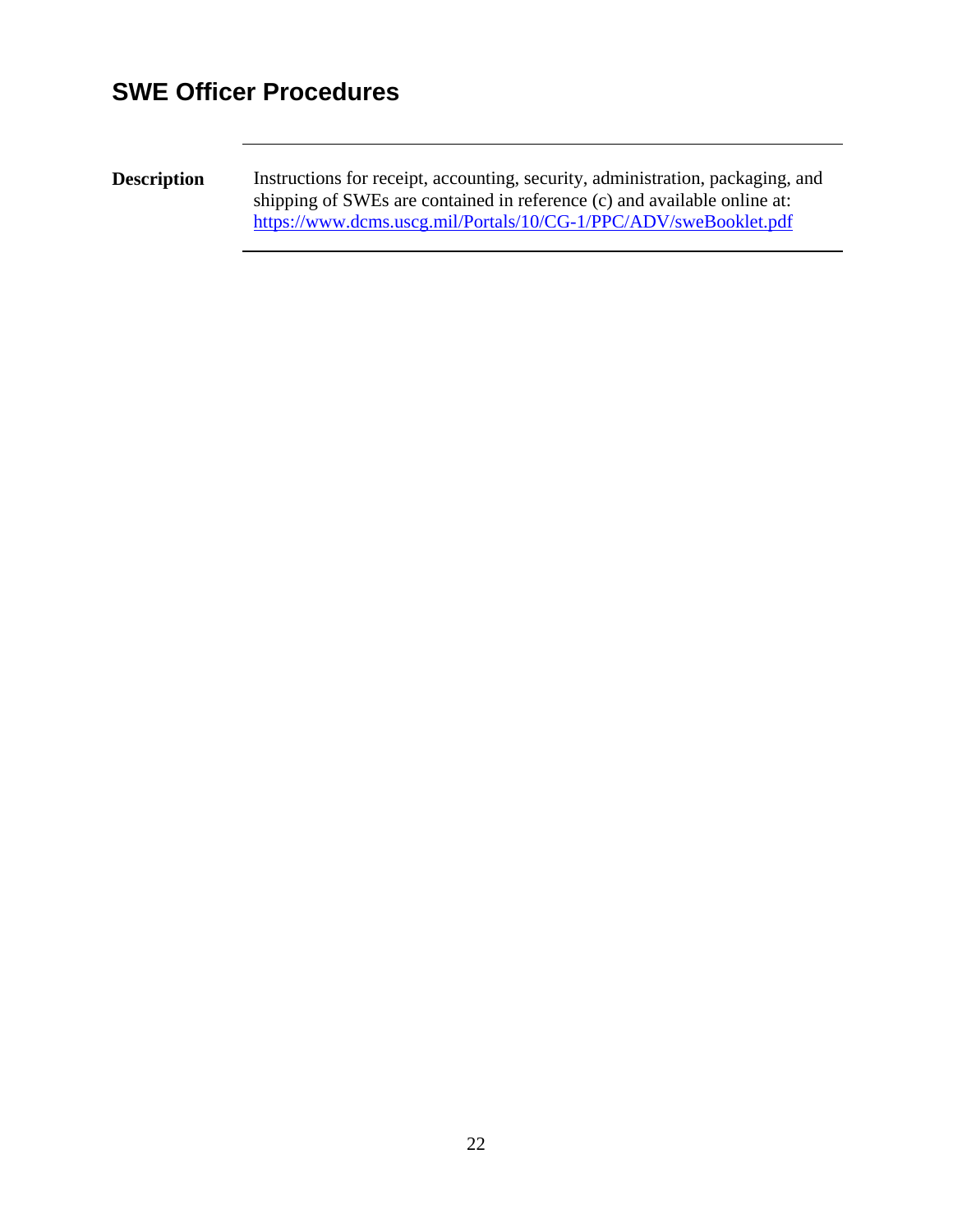## SWE Officer Procedures

**Description**

Instructions for receipt, accounting, security, administration, packaging, and shipping of SWEs are contained in reference (c) and available online at: https://www.dcms.uscg.mil/Portals/10/CG-1/PPC/ADV/sweBooklet.pdf